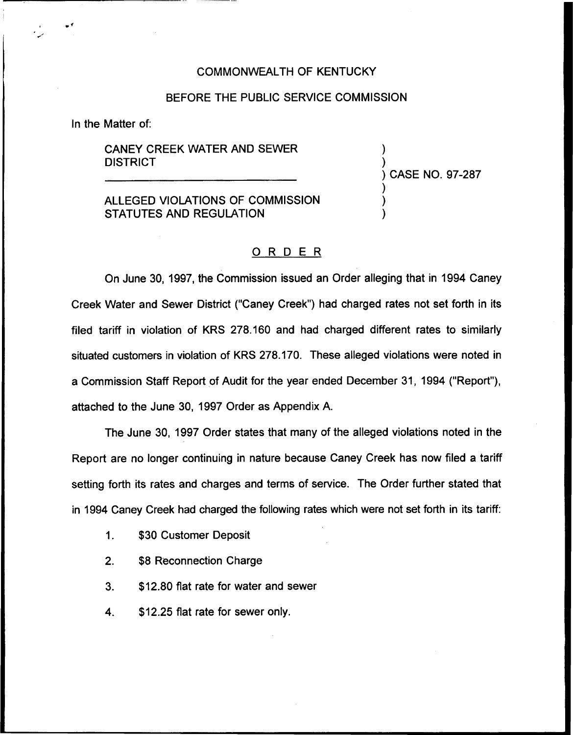COMMONWEALTH OF KENTUCKY

BEFORE THE PUBLIC SERVICE COMMISSION

In the Matter of:

CANEY CREEK WATER AND SEWER DISTRICT

ALLEGED VIOLATIONS OF COMMISSION STATUTES AND REGULATION

) CASE NO. 97-287

## ORDER

On June 30, 1997, the Commission issued an Order alleging that in 1994 Caney Creek Water and Sewer District ("Caney Creek") had charged rates not set forth in its filed tariff in violation of KRS 278.160 and had charged different rates to similarly situated customers in violation of KRS 278.170. These alleged violations were noted in a Commission Staff Report of Audit for the year ended December 31, 1994 ("Report"), attached to the June 30, 1997 Order as Appendix A.

The June 30, 1997 Order states that many of the alleged violations noted in the Report are no longer continuing in nature because Caney Creek has now filed a tariff setting forth its rates and charges and terms of service. The Order further stated that in 1994 Caney Creek had charged the following rates which were not set forth in its tariff:

1. $30 Customer Deposit
2. $8 Reconnection Charge
3. $12.80 flat rate for water and sewer
4. $12.25 flat rate for sewer only.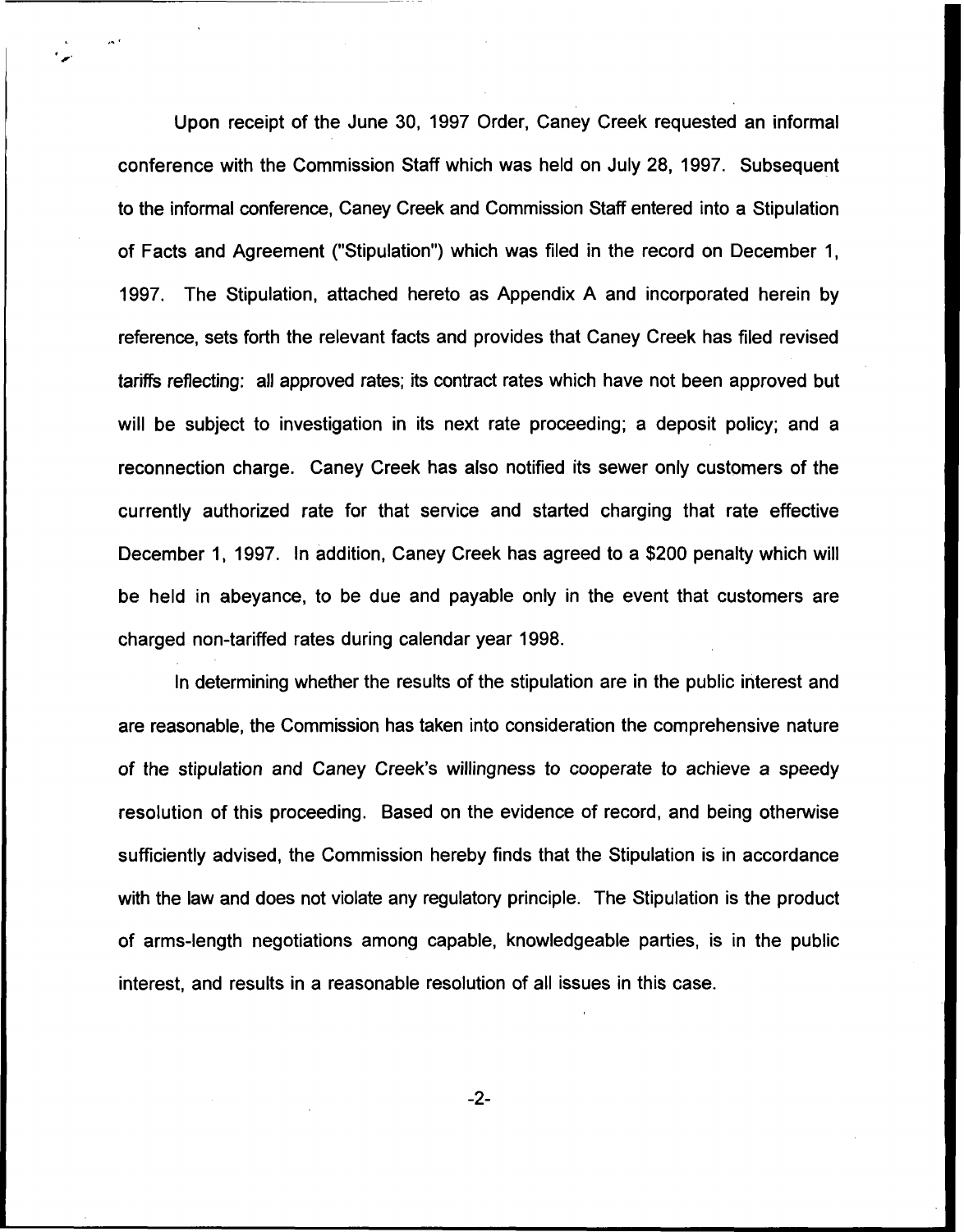Upon receipt of the June 30, 1997 Order, Caney Creek requested an informal conference with the Commission Staff which was held on July 28, 1997. Subsequent to the informal conference, Caney Creek and Commission Staff entered into a Stipulation of Facts and Agreement ("Stipulation") which was filed in the record on December 1, 1997. The Stipulation, attached hereto as Appendix A and incorporated herein by reference, sets forth the relevant facts and provides that Caney Creek has filed revised tariffs reflecting: all approved rates; its contract rates which have not been approved but will be subject to investigation in its next rate proceeding; a deposit policy; and a reconnection charge. Caney Creek has also notified its sewer only customers of the currently authorized rate for that service and started charging that rate effective December 1, 1997. In addition, Caney Creek has agreed to a $200 penalty which will be held in abeyance, to be due and payable only in the event that customers are charged non-tariffed rates during calendar year 1998.

In determining whether the results of the stipulation are in the public interest and are reasonable, the Commission has taken into consideration the comprehensive nature of the stipulation and Caney Creek's willingness to cooperate to achieve a speedy resolution of this proceeding. Based on the evidence of record, and being otherwise sufficiently advised, the Commission hereby finds that the Stipulation is in accordance with the law and does not violate any regulatory principle. The Stipulation is the product of arms-length negotiations among capable, knowledgeable parties, is in the public interest, and results in a reasonable resolution of all issues in this case.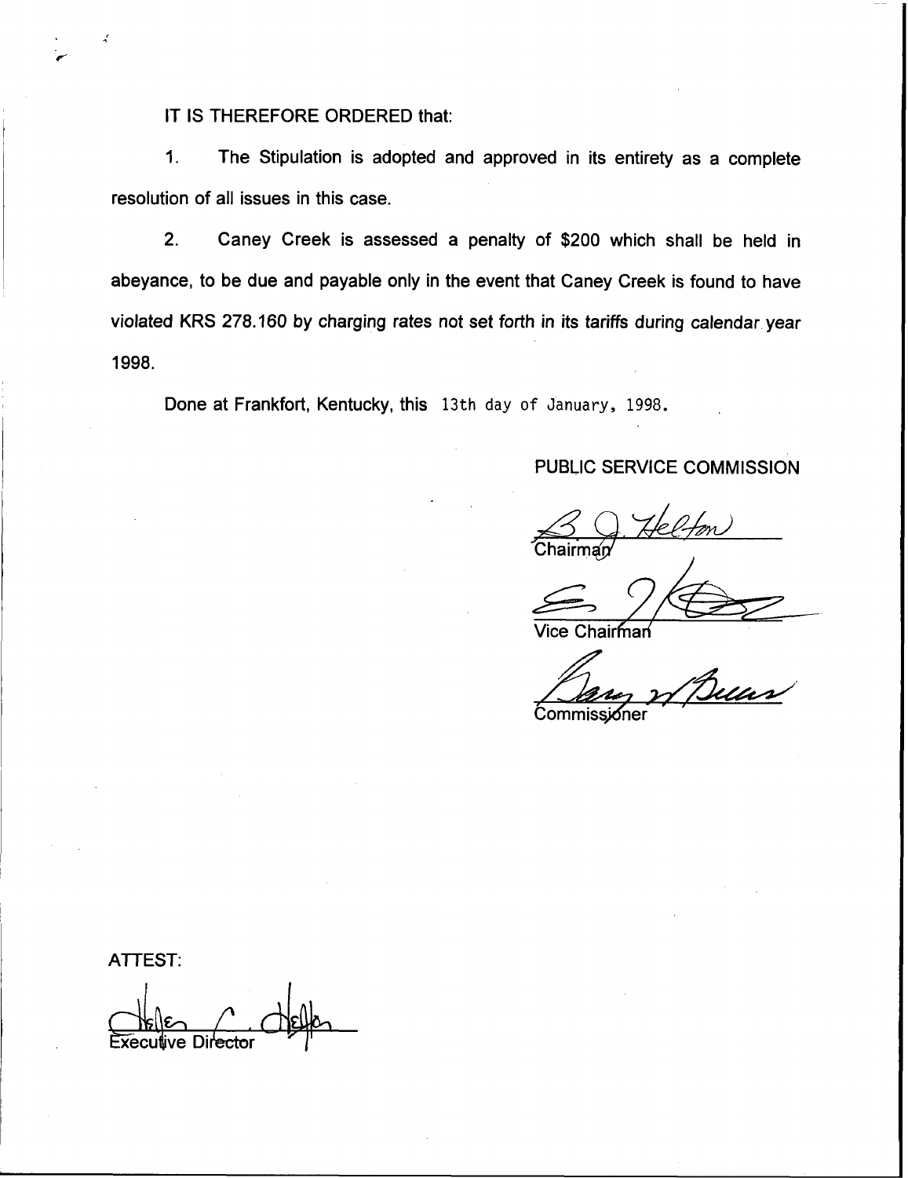IT IS THEREFORE ORDERED that:

1. The Stipulation is adopted and approved in its entirety as a complete resolution of all issues in this case.

2. Caney Creek is assessed a penalty of $200 which shall be held in abeyance, to be due and payable only in the event that Caney Creek is found to have violated KRS 278.160 by charging rates not set forth in its tariffs during calendar year 1998.

Done at Frankfort, Kentucky, this 13th day of January, 1998.

PUBLIC SERVICE COMMISSION

Chairman

Vice Chairman

Commissioner

ATTEST:

Executive Director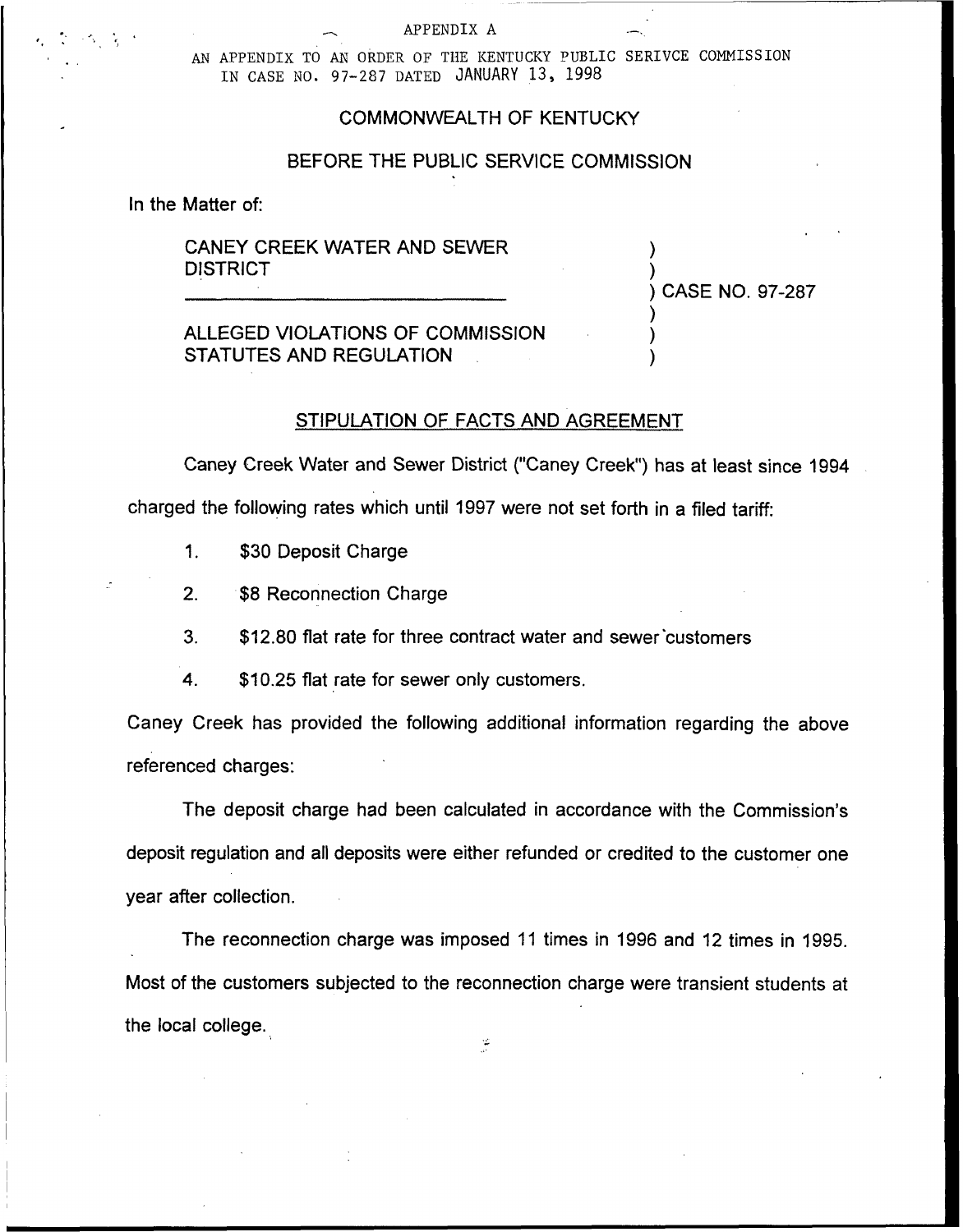APPENDIX A

AN APPENDIX TO AN ORDER OF THE KENTUCKY PUBLIC SERIVCE COMMISSION IN CASE NO. 97-287 DATED JANUARY 13, 1998

COMMONWEALTH OF KENTUCKY

BEFORE THE PUBLIC SERVICE COMMISSION

In the Matter of:

CANEY CREEK WATER AND SEWER DISTRICT ) CASE NO. 97-287

ALLEGED VIOLATIONS OF COMMISSION STATUTES AND REGULATION

STIPULATION OF FACTS AND AGREEMENT

Caney Creek Water and Sewer District ("Caney Creek") has at least since 1994 charged the following rates which until 1997 were not set forth in a filed tariff:

1. $30 Deposit Charge
2. $8 Reconnection Charge
3. $12.80 flat rate for three contract water and sewer customers
4. $10.25 flat rate for sewer only customers.

Caney Creek has provided the following additional information regarding the above referenced charges:

The deposit charge had been calculated in accordance with the Commission's deposit regulation and all deposits were either refunded or credited to the customer one year after collection.

The reconnection charge was imposed 11 times in 1996 and 12 times in 1995. Most of the customers subjected to the reconnection charge were transient students at the local college.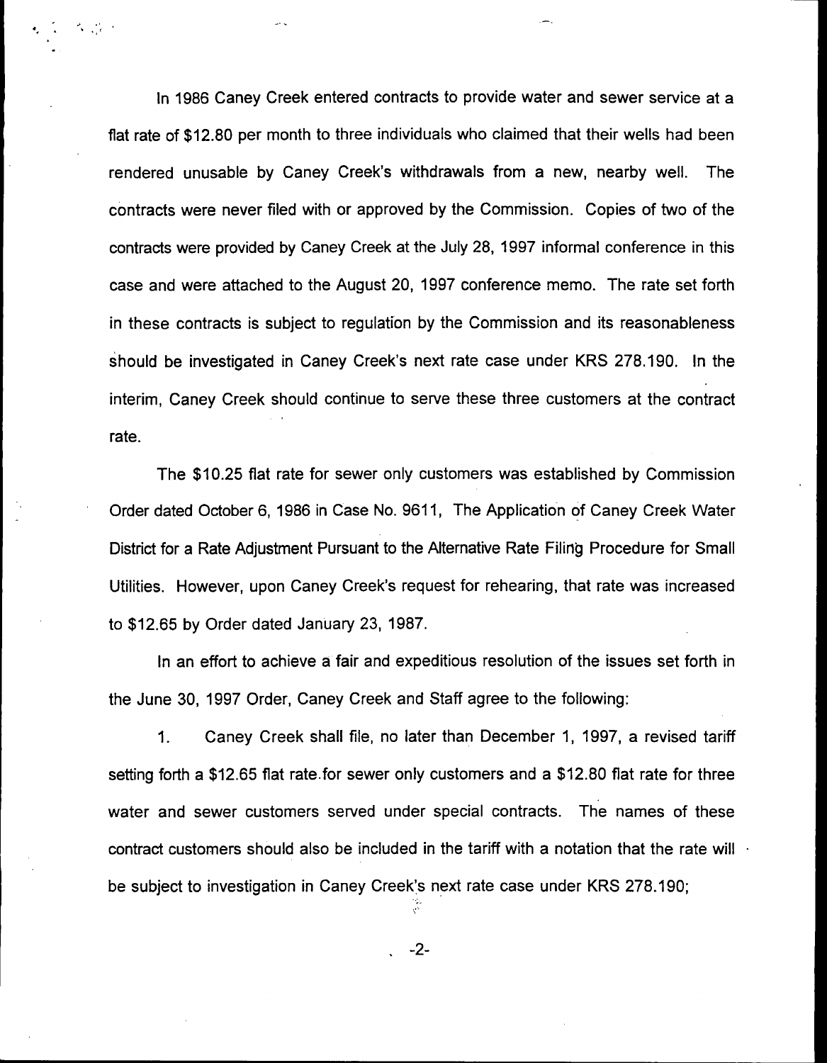In 1986 Caney Creek entered contracts to provide water and sewer service at a flat rate of $12.80 per month to three individuals who claimed that their wells had been rendered unusable by Caney Creek's withdrawals from a new, nearby well. The contracts were never filed with or approved by the Commission. Copies of two of the contracts were provided by Caney Creek at the July 28, 1997 informal conference in this case and were attached to the August 20, 1997 conference memo. The rate set forth in these contracts is subject to regulation by the Commission and its reasonableness should be investigated in Caney Creek's next rate case under KRS 278.190. In the interim, Caney Creek should continue to serve these three customers at the contract rate.

The $10.25 flat rate for sewer only customers was established by Commission Order dated October 6, 1986 in Case No. 9611, The Application of Caney Creek Water District for a Rate Adjustment Pursuant to the Alternative Rate Filing Procedure for Small Utilities. However, upon Caney Creek's request for rehearing, that rate was increased to $12.65 by Order dated January 23, 1987.

In an effort to achieve a fair and expeditious resolution of the issues set forth in the June 30, 1997 Order, Caney Creek and Staff agree to the following:

1. Caney Creek shall file, no later than December 1, 1997, a revised tariff setting forth a $12.65 flat rate for sewer only customers and a $12.80 flat rate for three water and sewer customers served under special contracts. The names of these contract customers should also be included in the tariff with a notation that the rate will be subject to investigation in Caney Creek's next rate case under KRS 278.190;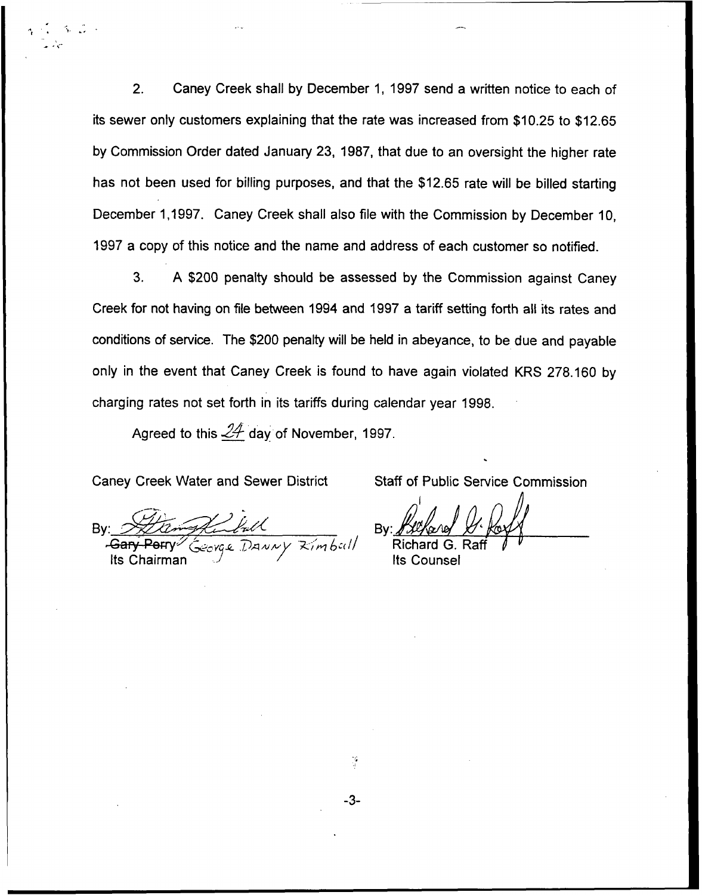2. Caney Creek shall by December 1, 1997 send a written notice to each of its sewer only customers explaining that the rate was increased from $10.25 to $12.65 by Commission Order dated January 23, 1987, that due to an oversight the higher rate has not been used for billing purposes, and that the $12.65 rate will be billed starting December 1,1997. Caney Creek shall also file with the Commission by December 10, 1997 a copy of this notice and the name and address of each customer so notified.

3. A $200 penalty should be assessed by the Commission against Caney Creek for not having on file between 1994 and 1997 a tariff setting forth all its rates and conditions of service. The $200 penalty will be held in abeyance, to be due and payable only in the event that Caney Creek is found to have again violated KRS 278.160 by charging rates not set forth in its tariffs during calendar year 1998.

Agreed to this 24 day of November, 1997.

Caney Creek Water and Sewer District

By: ~~Gary Perry~~ George Danny Kimball
Its Chairman

Staff of Public Service Commission

By: Richard G. Raff
Its Counsel